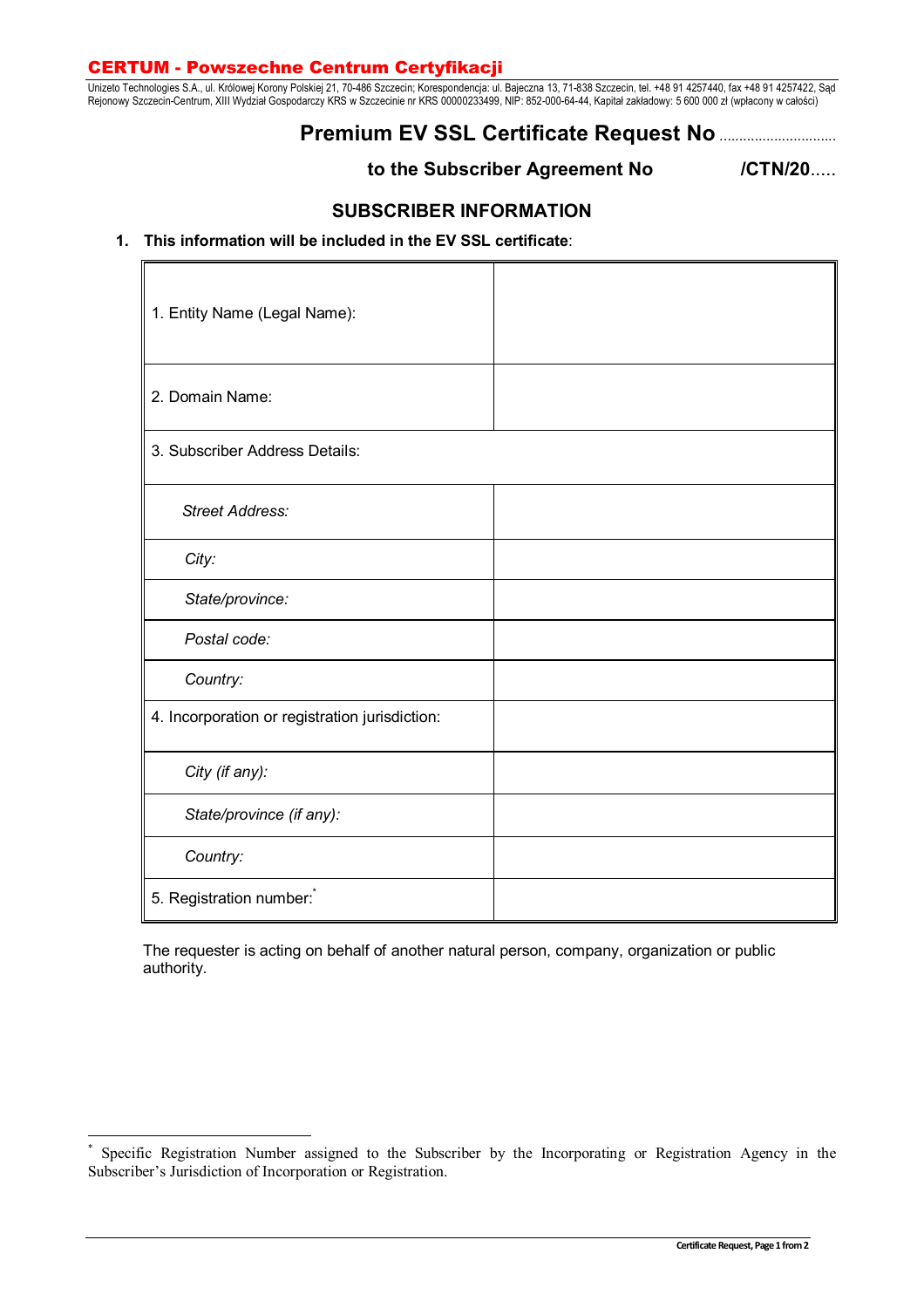**CERTUM - Powszechne Centrum Certyfikacji**

Unizeto Technologies S.A., ul. Królowej Korony Polskiej 21, 70-486 Szczecin; Korespondencja: ul. Bajeczna 13, 71-838 Szczecin, tel. +48 91 4257440, fax +48 91 4257422, Sąd Rejonowy Szczecin-Centrum, XIII Wydział Gospodarczy KRS w Szczecinie nr KRS 00000233499, NIP: 852-000-64-44, Kapitał zakładowy: 5 600 000 zł (wpłacony w całości)

# Premium EV SSL Certificate Request No .............................

**to the Subscriber Agreement No /CTN/20.....**

## SUBSCRIBER INFORMATION

**1. This information will be included in the EV SSL certificate**:

| | |
|---|---|
| 1. Entity Name (Legal Name): | |
| 2. Domain Name: | |
| 3. Subscriber Address Details: | |
| *Street Address:* | |
| *City:* | |
| *State/province:* | |
| *Postal code:* | |
| *Country:* | |
| 4. Incorporation or registration jurisdiction: | |
| *City (if any):* | |
| *State/province (if any):* | |
| *Country:* | |
| 5. Registration number:* | |

The requester is acting on behalf of another natural person, company, organization or public authority.

* Specific Registration Number assigned to the Subscriber by the Incorporating or Registration Agency in the Subscriber's Jurisdiction of Incorporation or Registration.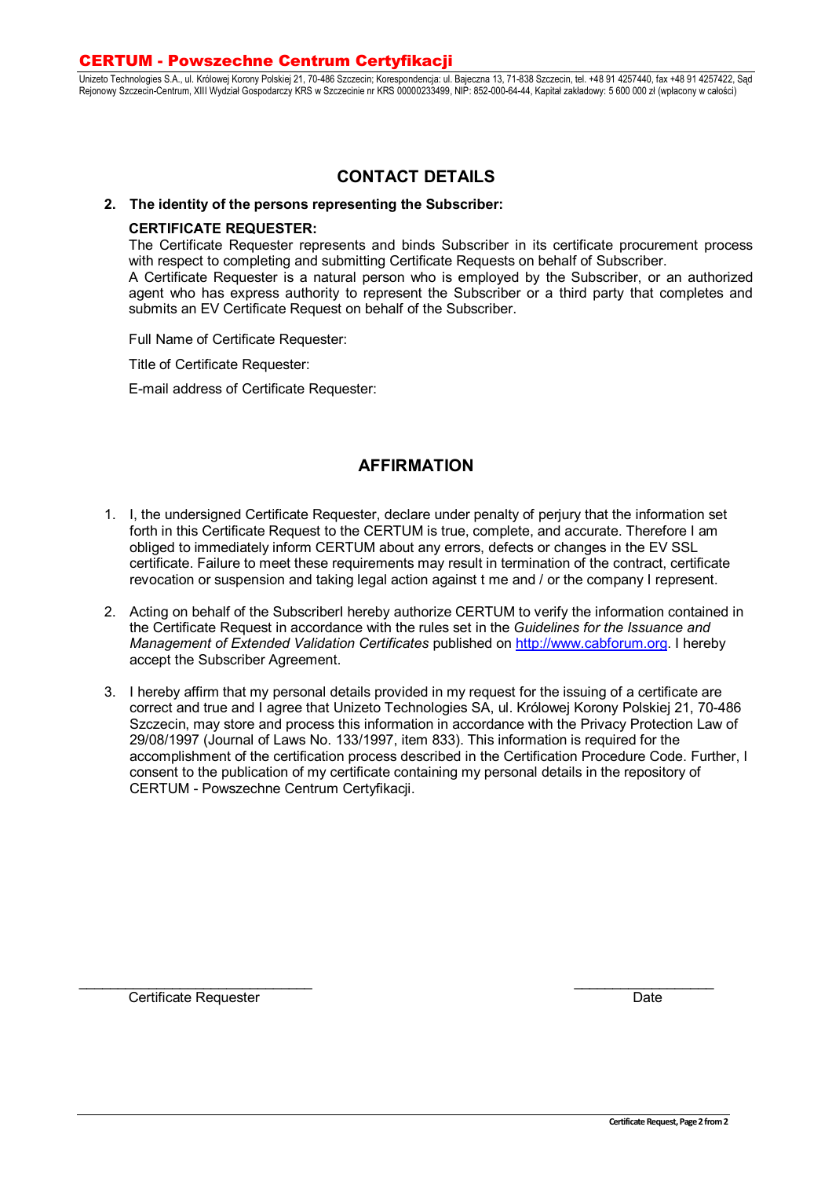## CONTACT DETAILS

**2. The identity of the persons representing the Subscriber:**

**CERTIFICATE REQUESTER:**

The Certificate Requester represents and binds Subscriber in its certificate procurement process with respect to completing and submitting Certificate Requests on behalf of Subscriber.
A Certificate Requester is a natural person who is employed by the Subscriber, or an authorized agent who has express authority to represent the Subscriber or a third party that completes and submits an EV Certificate Request on behalf of the Subscriber.

Full Name of Certificate Requester:

Title of Certificate Requester:

E-mail address of Certificate Requester:

## AFFIRMATION

1. I, the undersigned Certificate Requester, declare under penalty of perjury that the information set forth in this Certificate Request to the CERTUM is true, complete, and accurate. Therefore I am obliged to immediately inform CERTUM about any errors, defects or changes in the EV SSL certificate. Failure to meet these requirements may result in termination of the contract, certificate revocation or suspension and taking legal action against t me and / or the company I represent.

2. Acting on behalf of the SubscriberI hereby authorize CERTUM to verify the information contained in the Certificate Request in accordance with the rules set in the *Guidelines for the Issuance and Management of Extended Validation Certificates* published on http://www.cabforum.org. I hereby accept the Subscriber Agreement.

3. I hereby affirm that my personal details provided in my request for the issuing of a certificate are correct and true and I agree that Unizeto Technologies SA, ul. Królowej Korony Polskiej 21, 70-486 Szczecin, may store and process this information in accordance with the Privacy Protection Law of 29/08/1997 (Journal of Laws No. 133/1997, item 833). This information is required for the accomplishment of the certification process described in the Certification Procedure Code. Further, I consent to the publication of my certificate containing my personal details in the repository of CERTUM - Powszechne Centrum Certyfikacji.

_______________________________ &nbsp;&nbsp;&nbsp;&nbsp;&nbsp;&nbsp;&nbsp;&nbsp;&nbsp;&nbsp; ___________________

Certificate Requester &nbsp;&nbsp;&nbsp;&nbsp;&nbsp;&nbsp;&nbsp;&nbsp;&nbsp;&nbsp; Date